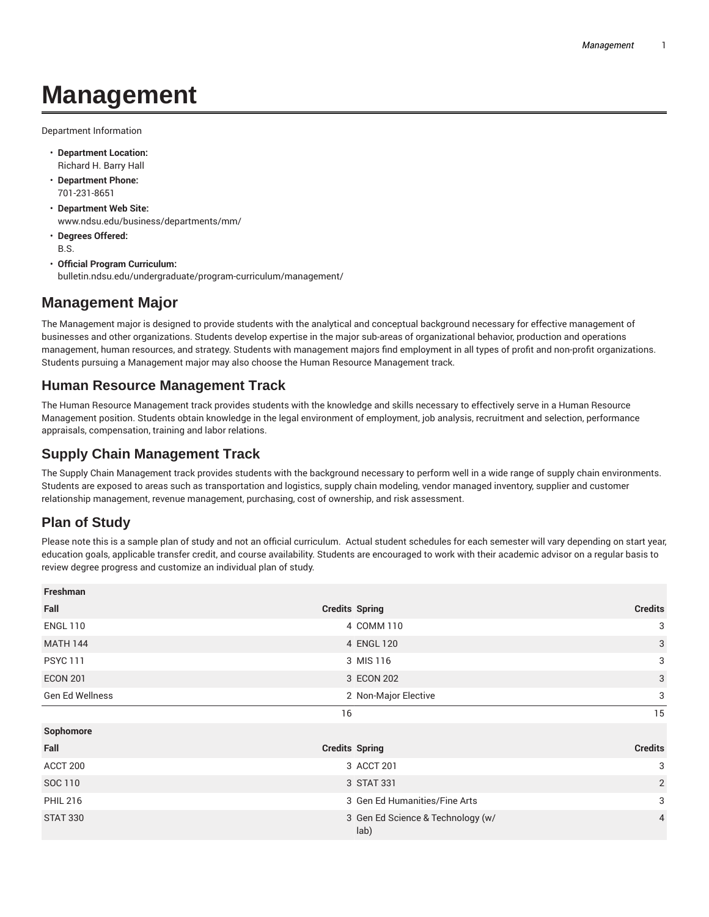# Management

Department Information

- **Department Location:**
  Richard H. Barry Hall
- **Department Phone:**
  701-231-8651
- **Department Web Site:**
  www.ndsu.edu/business/departments/mm/
- **Degrees Offered:**
  B.S.
- **Official Program Curriculum:**
  bulletin.ndsu.edu/undergraduate/program-curriculum/management/

## Management Major

The Management major is designed to provide students with the analytical and conceptual background necessary for effective management of businesses and other organizations. Students develop expertise in the major sub-areas of organizational behavior, production and operations management, human resources, and strategy. Students with management majors find employment in all types of profit and non-profit organizations. Students pursuing a Management major may also choose the Human Resource Management track.

### Human Resource Management Track

The Human Resource Management track provides students with the knowledge and skills necessary to effectively serve in a Human Resource Management position. Students obtain knowledge in the legal environment of employment, job analysis, recruitment and selection, performance appraisals, compensation, training and labor relations.

### Supply Chain Management Track

The Supply Chain Management track provides students with the background necessary to perform well in a wide range of supply chain environments. Students are exposed to areas such as transportation and logistics, supply chain modeling, vendor managed inventory, supplier and customer relationship management, revenue management, purchasing, cost of ownership, and risk assessment.

## Plan of Study

Please note this is a sample plan of study and not an official curriculum. Actual student schedules for each semester will vary depending on start year, education goals, applicable transfer credit, and course availability. Students are encouraged to work with their academic advisor on a regular basis to review degree progress and customize an individual plan of study.

| **Freshman** | | | |
|---|---|---|---|
| **Fall** | **Credits** | **Spring** | **Credits** |
| ENGL 110 | 4 | COMM 110 | 3 |
| MATH 144 | 4 | ENGL 120 | 3 |
| PSYC 111 | 3 | MIS 116 | 3 |
| ECON 201 | 3 | ECON 202 | 3 |
| Gen Ed Wellness | 2 | Non-Major Elective | 3 |
| | 16 | | 15 |
| **Sophomore** | | | |
| **Fall** | **Credits** | **Spring** | **Credits** |
| ACCT 200 | 3 | ACCT 201 | 3 |
| SOC 110 | 3 | STAT 331 | 2 |
| PHIL 216 | 3 | Gen Ed Humanities/Fine Arts | 3 |
| STAT 330 | 3 | Gen Ed Science & Technology (w/ lab) | 4 |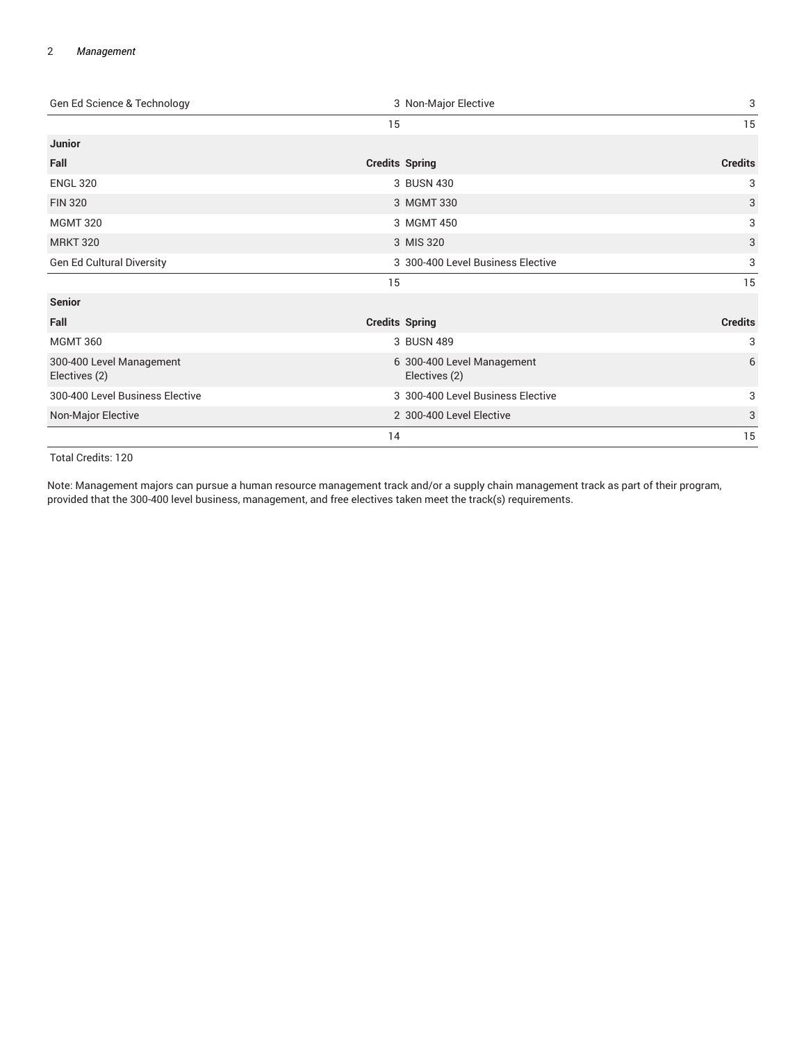| | | | |
|---|---|---|---|
| Gen Ed Science & Technology | 3 | Non-Major Elective | 3 |
| | 15 | | 15 |
| **Junior** | | | |
| **Fall** | **Credits** | **Spring** | **Credits** |
| ENGL 320 | 3 | BUSN 430 | 3 |
| FIN 320 | 3 | MGMT 330 | 3 |
| MGMT 320 | 3 | MGMT 450 | 3 |
| MRKT 320 | 3 | MIS 320 | 3 |
| Gen Ed Cultural Diversity | 3 | 300-400 Level Business Elective | 3 |
| | 15 | | 15 |
| **Senior** | | | |
| **Fall** | **Credits** | **Spring** | **Credits** |
| MGMT 360 | 3 | BUSN 489 | 3 |
| 300-400 Level Management Electives (2) | 6 | 300-400 Level Management Electives (2) | 6 |
| 300-400 Level Business Elective | 3 | 300-400 Level Business Elective | 3 |
| Non-Major Elective | 2 | 300-400 Level Elective | 3 |
| | 14 | | 15 |

Total Credits: 120

Note: Management majors can pursue a human resource management track and/or a supply chain management track as part of their program, provided that the 300-400 level business, management, and free electives taken meet the track(s) requirements.